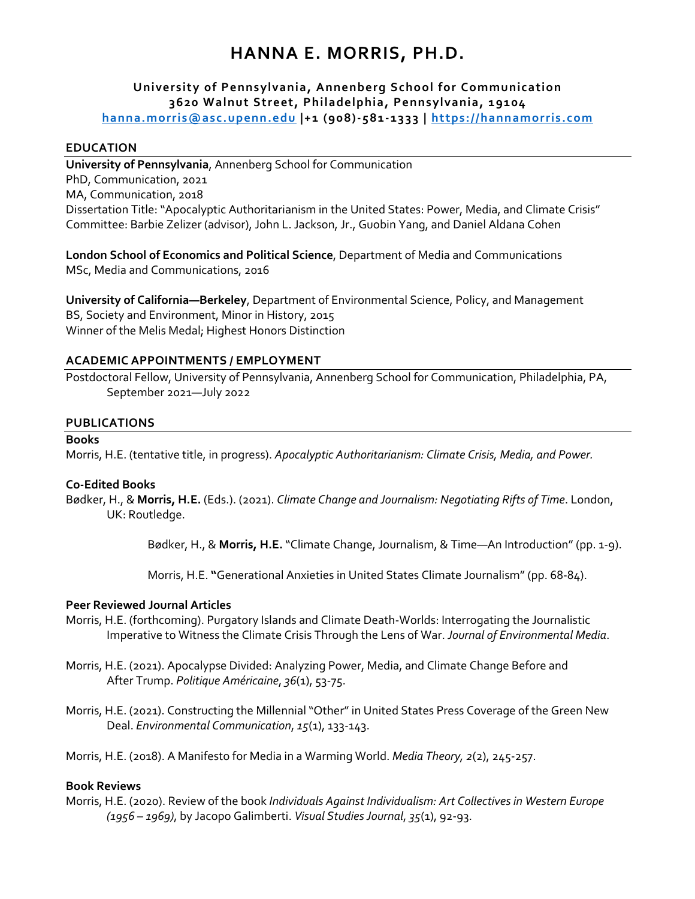# HANNA E. MORRIS, PH.D.

**University of Pennsylvania, Annenberg School for Communication**
**3620 Walnut Street, Philadelphia, Pennsylvania, 19104**
**[hanna.morris@asc.upenn.edu](mailto:hanna.morris@asc.upenn.edu) |+1 (908)-581-1333 | [https://hannamorris.com](https://hannamorris.com)**

## EDUCATION

**University of Pennsylvania**, Annenberg School for Communication
PhD, Communication, 2021
MA, Communication, 2018
Dissertation Title: "Apocalyptic Authoritarianism in the United States: Power, Media, and Climate Crisis"
Committee: Barbie Zelizer (advisor), John L. Jackson, Jr., Guobin Yang, and Daniel Aldana Cohen

**London School of Economics and Political Science**, Department of Media and Communications
MSc, Media and Communications, 2016

**University of California—Berkeley**, Department of Environmental Science, Policy, and Management
BS, Society and Environment, Minor in History, 2015
Winner of the Melis Medal; Highest Honors Distinction

## ACADEMIC APPOINTMENTS / EMPLOYMENT

Postdoctoral Fellow, University of Pennsylvania, Annenberg School for Communication, Philadelphia, PA, September 2021—July 2022

## PUBLICATIONS

### Books

Morris, H.E. (tentative title, in progress). *Apocalyptic Authoritarianism: Climate Crisis, Media, and Power*.

### Co-Edited Books

Bødker, H., & **Morris, H.E.** (Eds.). (2021). *Climate Change and Journalism: Negotiating Rifts of Time*. London, UK: Routledge.

> Bødker, H., & **Morris, H.E.** "Climate Change, Journalism, & Time—An Introduction" (pp. 1-9).
>
> Morris, H.E. "Generational Anxieties in United States Climate Journalism" (pp. 68-84).

### Peer Reviewed Journal Articles

Morris, H.E. (forthcoming). Purgatory Islands and Climate Death-Worlds: Interrogating the Journalistic Imperative to Witness the Climate Crisis Through the Lens of War. *Journal of Environmental Media*.

Morris, H.E. (2021). Apocalypse Divided: Analyzing Power, Media, and Climate Change Before and After Trump. *Politique Américaine*, *36*(1), 53-75.

Morris, H.E. (2021). Constructing the Millennial "Other" in United States Press Coverage of the Green New Deal. *Environmental Communication*, *15*(1), 133-143.

Morris, H.E. (2018). A Manifesto for Media in a Warming World. *Media Theory, 2*(2), 245-257.

### Book Reviews

Morris, H.E. (2020). Review of the book *Individuals Against Individualism: Art Collectives in Western Europe (1956 – 1969)*, by Jacopo Galimberti. *Visual Studies Journal*, *35*(1), 92-93.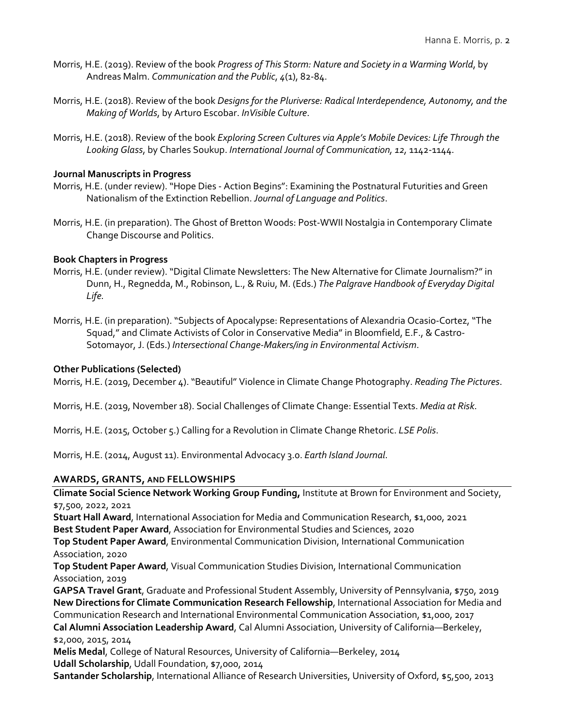Morris, H.E. (2019). Review of the book *Progress of This Storm: Nature and Society in a Warming World*, by Andreas Malm. *Communication and the Public*, *4*(1), 82-84.

Morris, H.E. (2018). Review of the book *Designs for the Pluriverse: Radical Interdependence, Autonomy, and the Making of Worlds*, by Arturo Escobar. *InVisible Culture*.

Morris, H.E. (2018). Review of the book *Exploring Screen Cultures via Apple's Mobile Devices: Life Through the Looking Glass*, by Charles Soukup. *International Journal of Communication*, *12*, 1142-1144.

**Journal Manuscripts in Progress**

Morris, H.E. (under review). "Hope Dies - Action Begins": Examining the Postnatural Futurities and Green Nationalism of the Extinction Rebellion. *Journal of Language and Politics*.

Morris, H.E. (in preparation). The Ghost of Bretton Woods: Post-WWII Nostalgia in Contemporary Climate Change Discourse and Politics.

**Book Chapters in Progress**

Morris, H.E. (under review). "Digital Climate Newsletters: The New Alternative for Climate Journalism?" in Dunn, H., Regnedda, M., Robinson, L., & Ruiu, M. (Eds.) *The Palgrave Handbook of Everyday Digital Life.*

Morris, H.E. (in preparation). "Subjects of Apocalypse: Representations of Alexandria Ocasio-Cortez, "The Squad," and Climate Activists of Color in Conservative Media" in Bloomfield, E.F., & Castro-Sotomayor, J. (Eds.) *Intersectional Change-Makers/ing in Environmental Activism*.

**Other Publications (Selected)**

Morris, H.E. (2019, December 4). "Beautiful" Violence in Climate Change Photography. *Reading The Pictures*.

Morris, H.E. (2019, November 18). Social Challenges of Climate Change: Essential Texts. *Media at Risk*.

Morris, H.E. (2015, October 5.) Calling for a Revolution in Climate Change Rhetoric. *LSE Polis*.

Morris, H.E. (2014, August 11). Environmental Advocacy 3.0. *Earth Island Journal*.

## AWARDS, GRANTS, AND FELLOWSHIPS

**Climate Social Science Network Working Group Funding,** Institute at Brown for Environment and Society, $7,500, 2022, 2021

**Stuart Hall Award**, International Association for Media and Communication Research, $1,000, 2021

**Best Student Paper Award**, Association for Environmental Studies and Sciences, 2020

**Top Student Paper Award**, Environmental Communication Division, International Communication Association, 2020

**Top Student Paper Award**, Visual Communication Studies Division, International Communication Association, 2019

**GAPSA Travel Grant**, Graduate and Professional Student Assembly, University of Pennsylvania, $750, 2019

**New Directions for Climate Communication Research Fellowship**, International Association for Media and Communication Research and International Environmental Communication Association, $1,000, 2017

**Cal Alumni Association Leadership Award**, Cal Alumni Association, University of California—Berkeley, $2,000, 2015, 2014

**Melis Medal**, College of Natural Resources, University of California—Berkeley, 2014

**Udall Scholarship**, Udall Foundation, $7,000, 2014

**Santander Scholarship**, International Alliance of Research Universities, University of Oxford, $5,500, 2013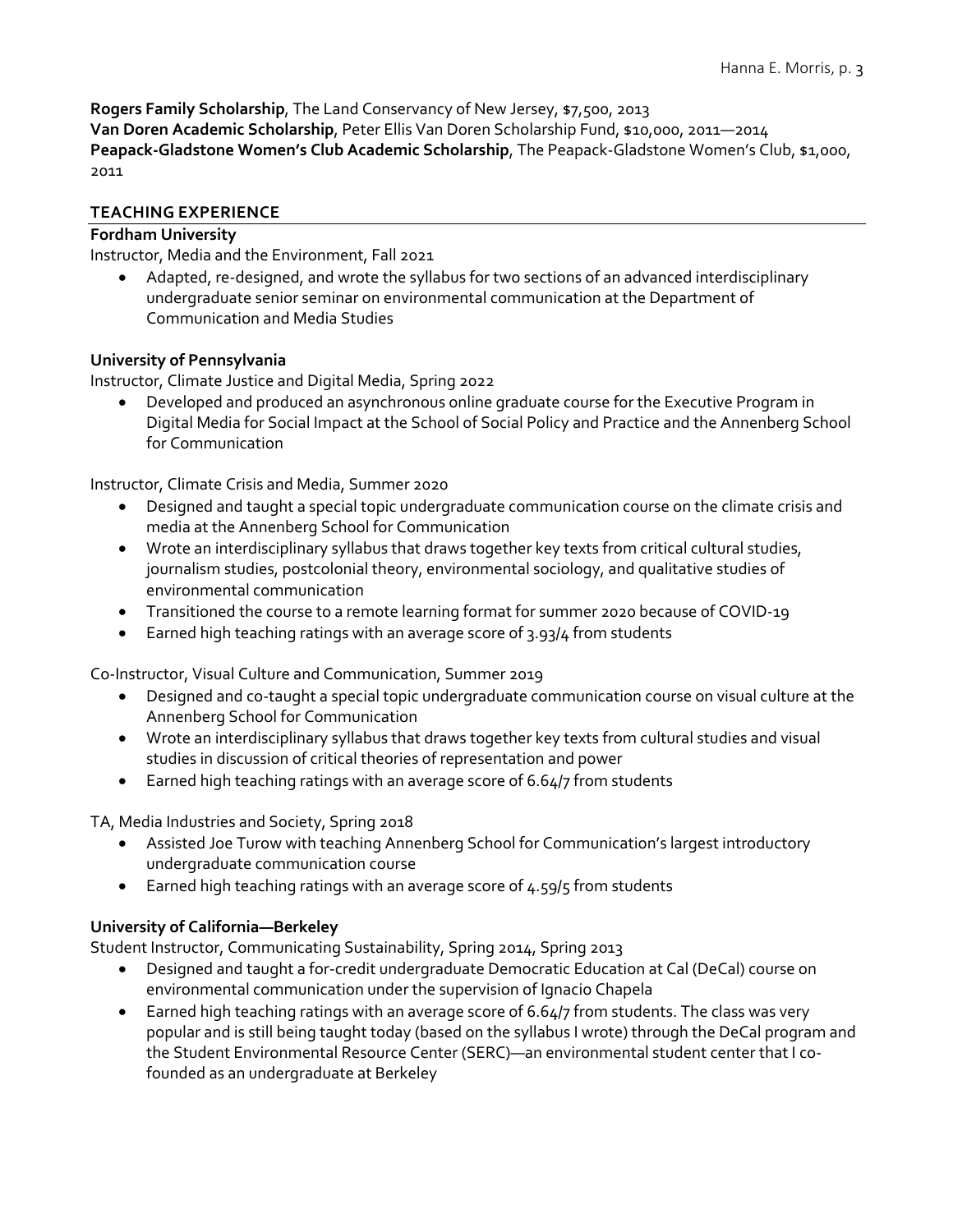**Rogers Family Scholarship**, The Land Conservancy of New Jersey, $7,500, 2013
**Van Doren Academic Scholarship**, Peter Ellis Van Doren Scholarship Fund, $10,000, 2011—2014
**Peapack-Gladstone Women's Club Academic Scholarship**, The Peapack-Gladstone Women's Club, $1,000, 2011

## TEACHING EXPERIENCE

**Fordham University**

Instructor, Media and the Environment, Fall 2021

- Adapted, re-designed, and wrote the syllabus for two sections of an advanced interdisciplinary undergraduate senior seminar on environmental communication at the Department of Communication and Media Studies

**University of Pennsylvania**

Instructor, Climate Justice and Digital Media, Spring 2022

- Developed and produced an asynchronous online graduate course for the Executive Program in Digital Media for Social Impact at the School of Social Policy and Practice and the Annenberg School for Communication

Instructor, Climate Crisis and Media, Summer 2020

- Designed and taught a special topic undergraduate communication course on the climate crisis and media at the Annenberg School for Communication
- Wrote an interdisciplinary syllabus that draws together key texts from critical cultural studies, journalism studies, postcolonial theory, environmental sociology, and qualitative studies of environmental communication
- Transitioned the course to a remote learning format for summer 2020 because of COVID-19
- Earned high teaching ratings with an average score of 3.93/4 from students

Co-Instructor, Visual Culture and Communication, Summer 2019

- Designed and co-taught a special topic undergraduate communication course on visual culture at the Annenberg School for Communication
- Wrote an interdisciplinary syllabus that draws together key texts from cultural studies and visual studies in discussion of critical theories of representation and power
- Earned high teaching ratings with an average score of 6.64/7 from students

TA, Media Industries and Society, Spring 2018

- Assisted Joe Turow with teaching Annenberg School for Communication's largest introductory undergraduate communication course
- Earned high teaching ratings with an average score of 4.59/5 from students

**University of California—Berkeley**

Student Instructor, Communicating Sustainability, Spring 2014, Spring 2013

- Designed and taught a for-credit undergraduate Democratic Education at Cal (DeCal) course on environmental communication under the supervision of Ignacio Chapela
- Earned high teaching ratings with an average score of 6.64/7 from students. The class was very popular and is still being taught today (based on the syllabus I wrote) through the DeCal program and the Student Environmental Resource Center (SERC)—an environmental student center that I co-founded as an undergraduate at Berkeley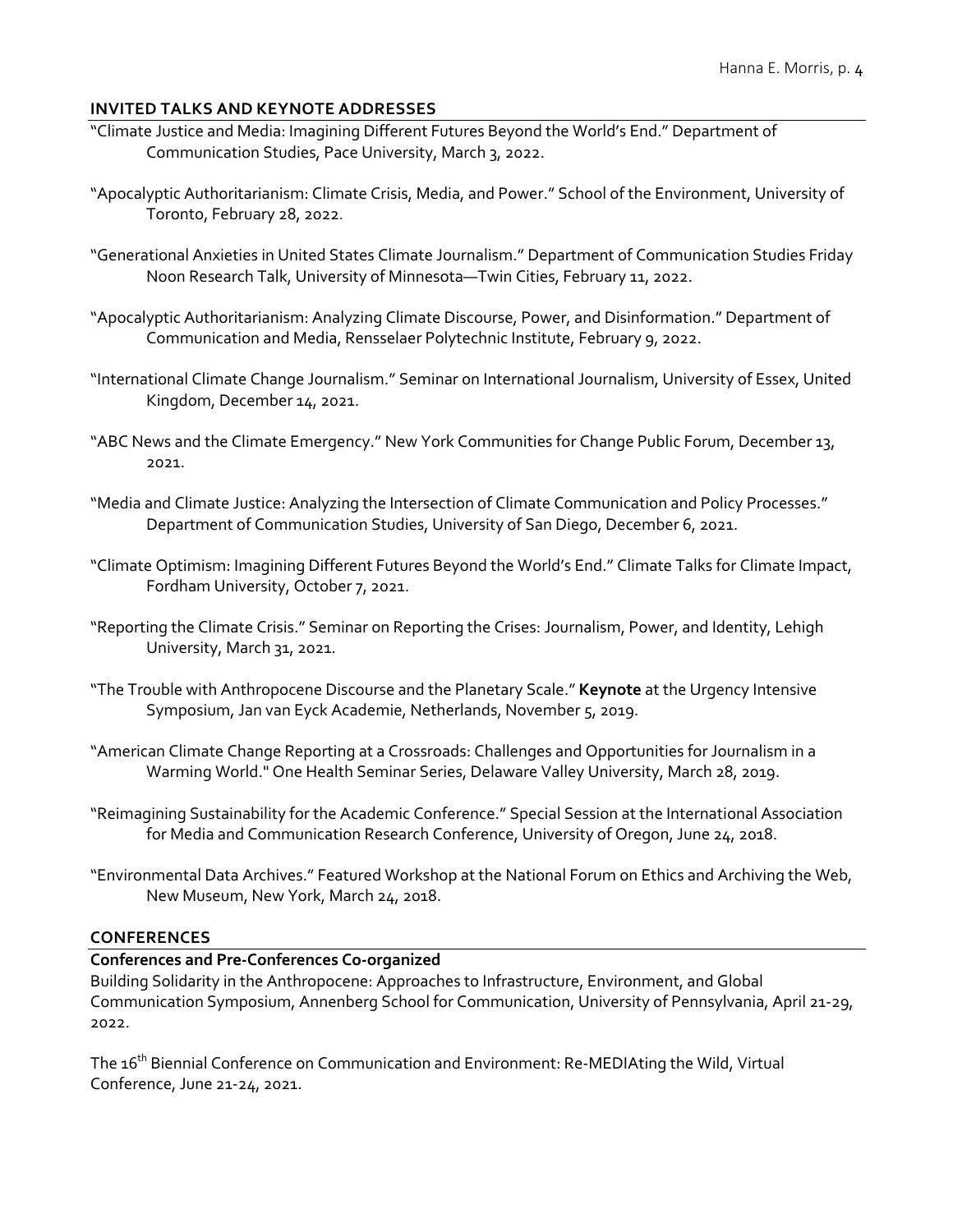## INVITED TALKS AND KEYNOTE ADDRESSES

"Climate Justice and Media: Imagining Different Futures Beyond the World's End." Department of Communication Studies, Pace University, March 3, 2022.

"Apocalyptic Authoritarianism: Climate Crisis, Media, and Power." School of the Environment, University of Toronto, February 28, 2022.

"Generational Anxieties in United States Climate Journalism." Department of Communication Studies Friday Noon Research Talk, University of Minnesota—Twin Cities, February 11, 2022.

"Apocalyptic Authoritarianism: Analyzing Climate Discourse, Power, and Disinformation." Department of Communication and Media, Rensselaer Polytechnic Institute, February 9, 2022.

"International Climate Change Journalism." Seminar on International Journalism, University of Essex, United Kingdom, December 14, 2021.

"ABC News and the Climate Emergency." New York Communities for Change Public Forum, December 13, 2021.

"Media and Climate Justice: Analyzing the Intersection of Climate Communication and Policy Processes." Department of Communication Studies, University of San Diego, December 6, 2021.

"Climate Optimism: Imagining Different Futures Beyond the World's End." Climate Talks for Climate Impact, Fordham University, October 7, 2021.

"Reporting the Climate Crisis." Seminar on Reporting the Crises: Journalism, Power, and Identity, Lehigh University, March 31, 2021.

"The Trouble with Anthropocene Discourse and the Planetary Scale." **Keynote** at the Urgency Intensive Symposium, Jan van Eyck Academie, Netherlands, November 5, 2019.

"American Climate Change Reporting at a Crossroads: Challenges and Opportunities for Journalism in a Warming World." One Health Seminar Series, Delaware Valley University, March 28, 2019.

"Reimagining Sustainability for the Academic Conference." Special Session at the International Association for Media and Communication Research Conference, University of Oregon, June 24, 2018.

"Environmental Data Archives." Featured Workshop at the National Forum on Ethics and Archiving the Web, New Museum, New York, March 24, 2018.

## CONFERENCES

### Conferences and Pre-Conferences Co-organized

Building Solidarity in the Anthropocene: Approaches to Infrastructure, Environment, and Global Communication Symposium, Annenberg School for Communication, University of Pennsylvania, April 21-29, 2022.

The 16th Biennial Conference on Communication and Environment: Re-MEDIAting the Wild, Virtual Conference, June 21-24, 2021.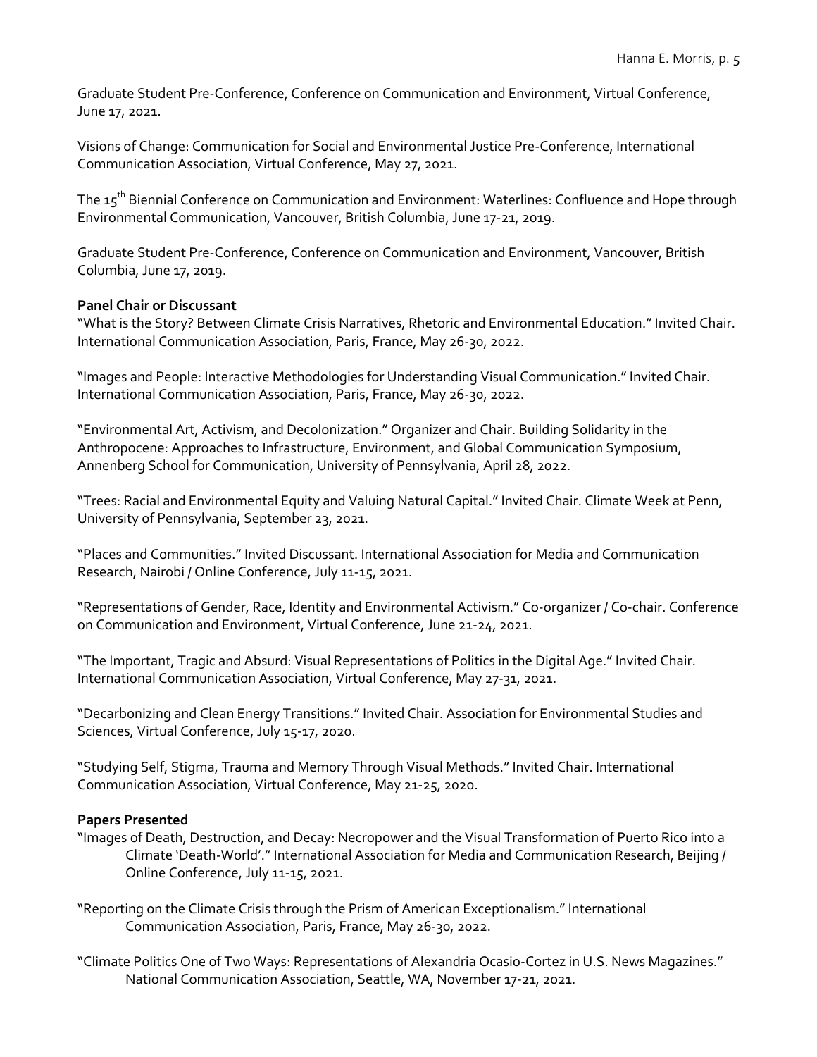Graduate Student Pre-Conference, Conference on Communication and Environment, Virtual Conference, June 17, 2021.

Visions of Change: Communication for Social and Environmental Justice Pre-Conference, International Communication Association, Virtual Conference, May 27, 2021.

The 15th Biennial Conference on Communication and Environment: Waterlines: Confluence and Hope through Environmental Communication, Vancouver, British Columbia, June 17-21, 2019.

Graduate Student Pre-Conference, Conference on Communication and Environment, Vancouver, British Columbia, June 17, 2019.

**Panel Chair or Discussant**

"What is the Story? Between Climate Crisis Narratives, Rhetoric and Environmental Education." Invited Chair. International Communication Association, Paris, France, May 26-30, 2022.

"Images and People: Interactive Methodologies for Understanding Visual Communication." Invited Chair. International Communication Association, Paris, France, May 26-30, 2022.

"Environmental Art, Activism, and Decolonization." Organizer and Chair. Building Solidarity in the Anthropocene: Approaches to Infrastructure, Environment, and Global Communication Symposium, Annenberg School for Communication, University of Pennsylvania, April 28, 2022.

"Trees: Racial and Environmental Equity and Valuing Natural Capital." Invited Chair. Climate Week at Penn, University of Pennsylvania, September 23, 2021.

"Places and Communities." Invited Discussant. International Association for Media and Communication Research, Nairobi / Online Conference, July 11-15, 2021.

"Representations of Gender, Race, Identity and Environmental Activism." Co-organizer / Co-chair. Conference on Communication and Environment, Virtual Conference, June 21-24, 2021.

"The Important, Tragic and Absurd: Visual Representations of Politics in the Digital Age." Invited Chair. International Communication Association, Virtual Conference, May 27-31, 2021.

"Decarbonizing and Clean Energy Transitions." Invited Chair. Association for Environmental Studies and Sciences, Virtual Conference, July 15-17, 2020.

"Studying Self, Stigma, Trauma and Memory Through Visual Methods." Invited Chair. International Communication Association, Virtual Conference, May 21-25, 2020.

**Papers Presented**

"Images of Death, Destruction, and Decay: Necropower and the Visual Transformation of Puerto Rico into a Climate 'Death-World'." International Association for Media and Communication Research, Beijing / Online Conference, July 11-15, 2021.

"Reporting on the Climate Crisis through the Prism of American Exceptionalism." International Communication Association, Paris, France, May 26-30, 2022.

"Climate Politics One of Two Ways: Representations of Alexandria Ocasio-Cortez in U.S. News Magazines." National Communication Association, Seattle, WA, November 17-21, 2021.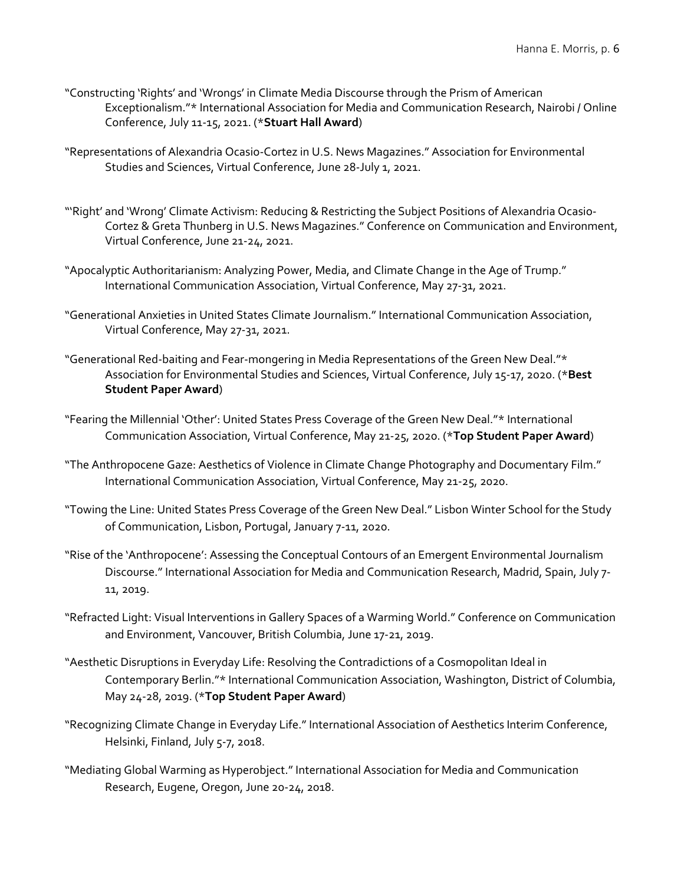"Constructing 'Rights' and 'Wrongs' in Climate Media Discourse through the Prism of American Exceptionalism."* International Association for Media and Communication Research, Nairobi / Online Conference, July 11-15, 2021. (***Stuart Hall Award**)

"Representations of Alexandria Ocasio-Cortez in U.S. News Magazines." Association for Environmental Studies and Sciences, Virtual Conference, June 28-July 1, 2021.

"'Right' and 'Wrong' Climate Activism: Reducing & Restricting the Subject Positions of Alexandria Ocasio-Cortez & Greta Thunberg in U.S. News Magazines." Conference on Communication and Environment, Virtual Conference, June 21-24, 2021.

"Apocalyptic Authoritarianism: Analyzing Power, Media, and Climate Change in the Age of Trump." International Communication Association, Virtual Conference, May 27-31, 2021.

"Generational Anxieties in United States Climate Journalism." International Communication Association, Virtual Conference, May 27-31, 2021.

"Generational Red-baiting and Fear-mongering in Media Representations of the Green New Deal."* Association for Environmental Studies and Sciences, Virtual Conference, July 15-17, 2020. (***Best Student Paper Award**)

"Fearing the Millennial 'Other': United States Press Coverage of the Green New Deal."* International Communication Association, Virtual Conference, May 21-25, 2020. (***Top Student Paper Award**)

"The Anthropocene Gaze: Aesthetics of Violence in Climate Change Photography and Documentary Film." International Communication Association, Virtual Conference, May 21-25, 2020.

"Towing the Line: United States Press Coverage of the Green New Deal." Lisbon Winter School for the Study of Communication, Lisbon, Portugal, January 7-11, 2020.

"Rise of the 'Anthropocene': Assessing the Conceptual Contours of an Emergent Environmental Journalism Discourse." International Association for Media and Communication Research, Madrid, Spain, July 7-11, 2019.

"Refracted Light: Visual Interventions in Gallery Spaces of a Warming World." Conference on Communication and Environment, Vancouver, British Columbia, June 17-21, 2019.

"Aesthetic Disruptions in Everyday Life: Resolving the Contradictions of a Cosmopolitan Ideal in Contemporary Berlin."* International Communication Association, Washington, District of Columbia, May 24-28, 2019. (***Top Student Paper Award**)

"Recognizing Climate Change in Everyday Life." International Association of Aesthetics Interim Conference, Helsinki, Finland, July 5-7, 2018.

"Mediating Global Warming as Hyperobject." International Association for Media and Communication Research, Eugene, Oregon, June 20-24, 2018.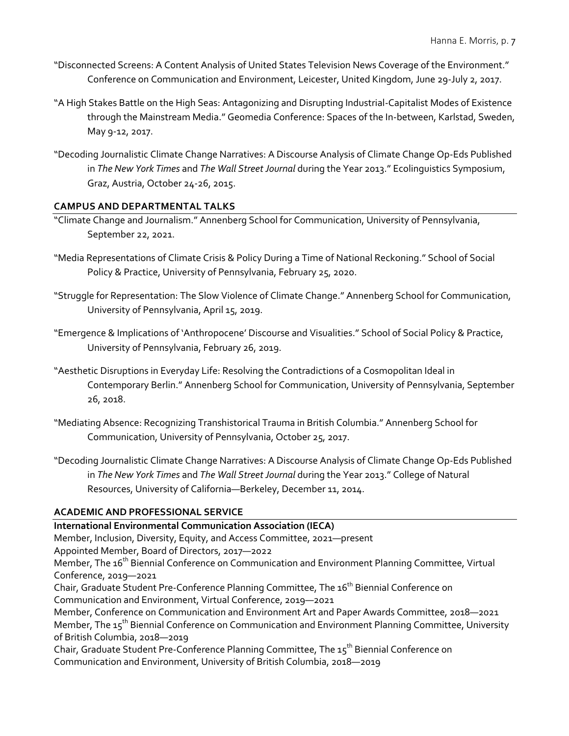"Disconnected Screens: A Content Analysis of United States Television News Coverage of the Environment." Conference on Communication and Environment, Leicester, United Kingdom, June 29-July 2, 2017.

"A High Stakes Battle on the High Seas: Antagonizing and Disrupting Industrial-Capitalist Modes of Existence through the Mainstream Media." Geomedia Conference: Spaces of the In-between, Karlstad, Sweden, May 9-12, 2017.

"Decoding Journalistic Climate Change Narratives: A Discourse Analysis of Climate Change Op-Eds Published in *The New York Times* and *The Wall Street Journal* during the Year 2013." Ecolinguistics Symposium, Graz, Austria, October 24-26, 2015.

## CAMPUS AND DEPARTMENTAL TALKS

"Climate Change and Journalism." Annenberg School for Communication, University of Pennsylvania, September 22, 2021.

"Media Representations of Climate Crisis & Policy During a Time of National Reckoning." School of Social Policy & Practice, University of Pennsylvania, February 25, 2020.

"Struggle for Representation: The Slow Violence of Climate Change." Annenberg School for Communication, University of Pennsylvania, April 15, 2019.

"Emergence & Implications of 'Anthropocene' Discourse and Visualities." School of Social Policy & Practice, University of Pennsylvania, February 26, 2019.

"Aesthetic Disruptions in Everyday Life: Resolving the Contradictions of a Cosmopolitan Ideal in Contemporary Berlin." Annenberg School for Communication, University of Pennsylvania, September 26, 2018.

"Mediating Absence: Recognizing Transhistorical Trauma in British Columbia." Annenberg School for Communication, University of Pennsylvania, October 25, 2017.

"Decoding Journalistic Climate Change Narratives: A Discourse Analysis of Climate Change Op-Eds Published in *The New York Times* and *The Wall Street Journal* during the Year 2013." College of Natural Resources, University of California—Berkeley, December 11, 2014.

## ACADEMIC AND PROFESSIONAL SERVICE

**International Environmental Communication Association (IECA)**

Member, Inclusion, Diversity, Equity, and Access Committee, 2021—present
Appointed Member, Board of Directors, 2017—2022
Member, The 16th Biennial Conference on Communication and Environment Planning Committee, Virtual Conference, 2019—2021
Chair, Graduate Student Pre-Conference Planning Committee, The 16th Biennial Conference on Communication and Environment, Virtual Conference, 2019—2021
Member, Conference on Communication and Environment Art and Paper Awards Committee, 2018—2021
Member, The 15th Biennial Conference on Communication and Environment Planning Committee, University of British Columbia, 2018—2019
Chair, Graduate Student Pre-Conference Planning Committee, The 15th Biennial Conference on Communication and Environment, University of British Columbia, 2018—2019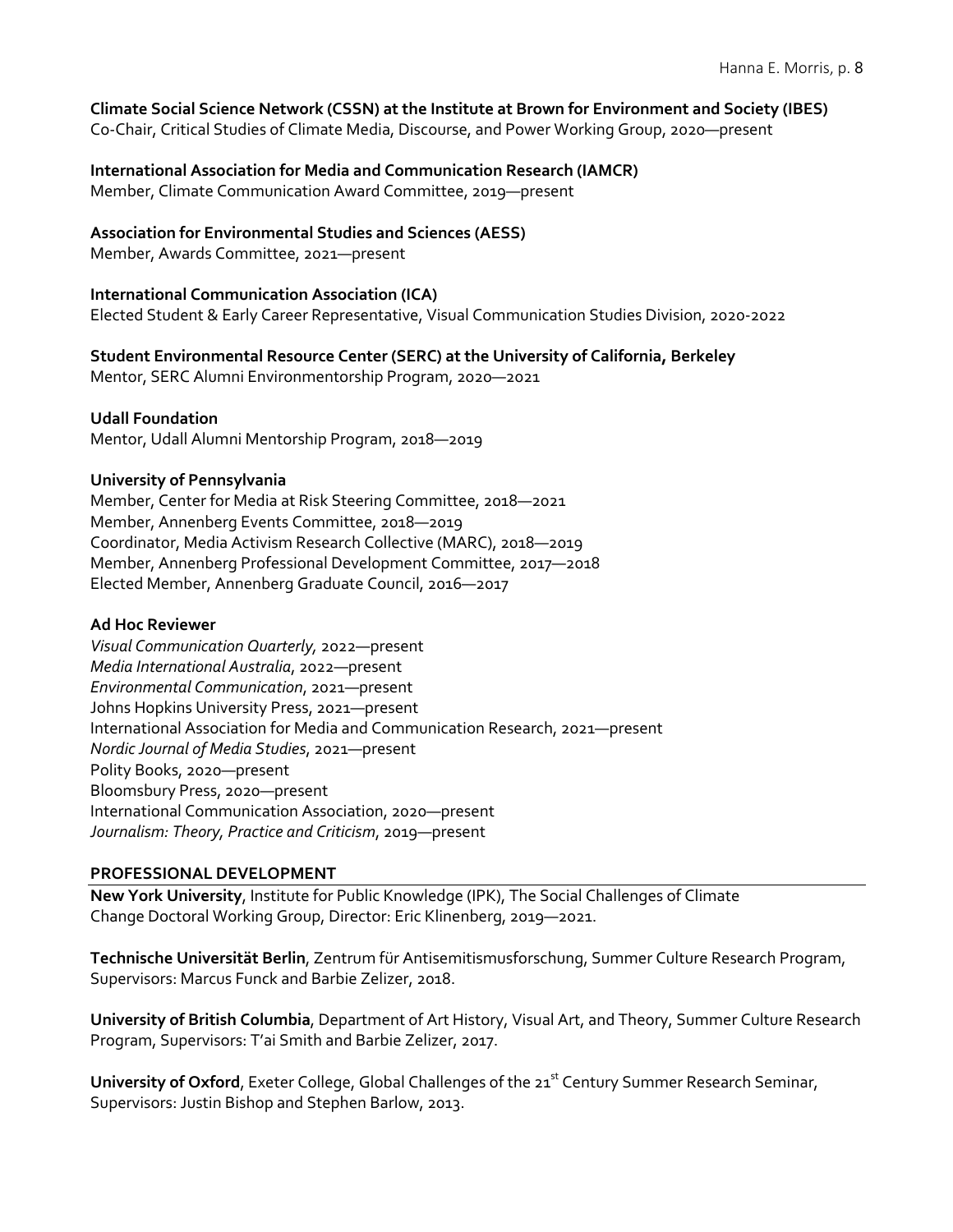**Climate Social Science Network (CSSN) at the Institute at Brown for Environment and Society (IBES)**
Co-Chair, Critical Studies of Climate Media, Discourse, and Power Working Group, 2020—present

**International Association for Media and Communication Research (IAMCR)**
Member, Climate Communication Award Committee, 2019—present

**Association for Environmental Studies and Sciences (AESS)**
Member, Awards Committee, 2021—present

**International Communication Association (ICA)**
Elected Student & Early Career Representative, Visual Communication Studies Division, 2020-2022

**Student Environmental Resource Center (SERC) at the University of California, Berkeley**
Mentor, SERC Alumni Environmentorship Program, 2020—2021

**Udall Foundation**
Mentor, Udall Alumni Mentorship Program, 2018—2019

**University of Pennsylvania**
Member, Center for Media at Risk Steering Committee, 2018—2021
Member, Annenberg Events Committee, 2018—2019
Coordinator, Media Activism Research Collective (MARC), 2018—2019
Member, Annenberg Professional Development Committee, 2017—2018
Elected Member, Annenberg Graduate Council, 2016—2017

**Ad Hoc Reviewer**
*Visual Communication Quarterly*, 2022—present
*Media International Australia*, 2022—present
*Environmental Communication*, 2021—present
Johns Hopkins University Press, 2021—present
International Association for Media and Communication Research, 2021—present
*Nordic Journal of Media Studies*, 2021—present
Polity Books, 2020—present
Bloomsbury Press, 2020—present
International Communication Association, 2020—present
*Journalism: Theory, Practice and Criticism*, 2019—present

## PROFESSIONAL DEVELOPMENT

**New York University**, Institute for Public Knowledge (IPK), The Social Challenges of Climate Change Doctoral Working Group, Director: Eric Klinenberg, 2019—2021.

**Technische Universität Berlin**, Zentrum für Antisemitismusforschung, Summer Culture Research Program, Supervisors: Marcus Funck and Barbie Zelizer, 2018.

**University of British Columbia**, Department of Art History, Visual Art, and Theory, Summer Culture Research Program, Supervisors: T'ai Smith and Barbie Zelizer, 2017.

**University of Oxford**, Exeter College, Global Challenges of the 21st Century Summer Research Seminar, Supervisors: Justin Bishop and Stephen Barlow, 2013.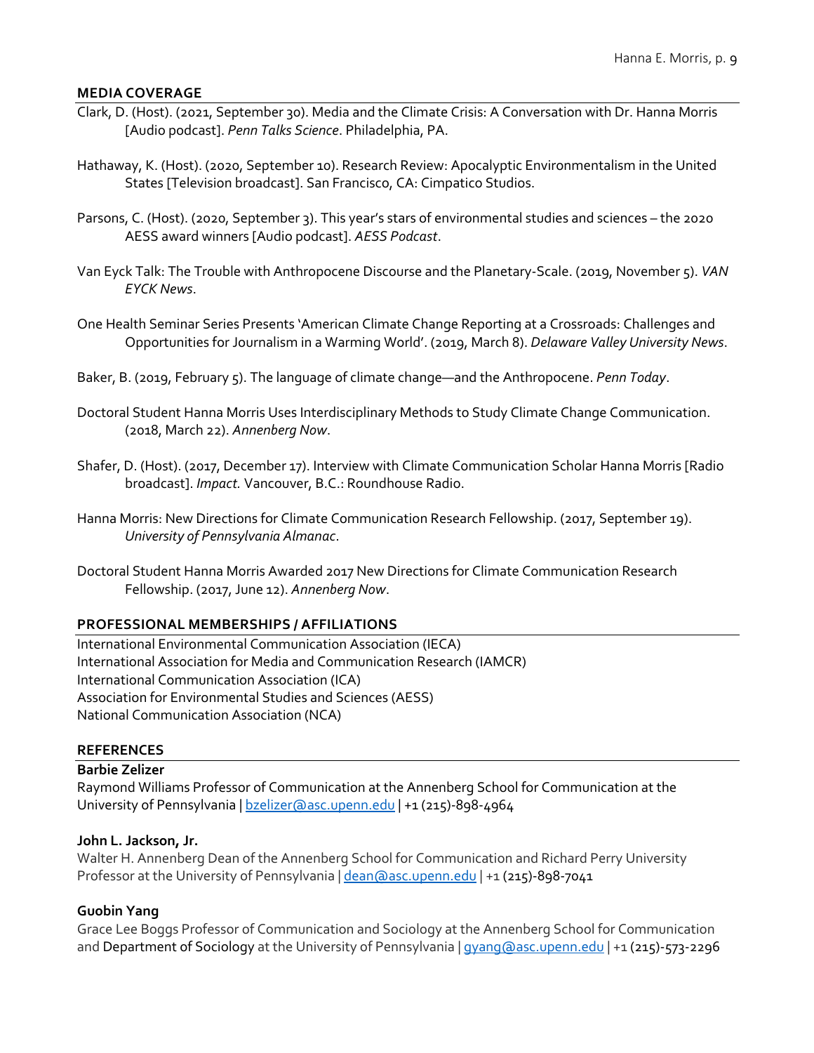## MEDIA COVERAGE

Clark, D. (Host). (2021, September 30). Media and the Climate Crisis: A Conversation with Dr. Hanna Morris [Audio podcast]. *Penn Talks Science*. Philadelphia, PA.

Hathaway, K. (Host). (2020, September 10). Research Review: Apocalyptic Environmentalism in the United States [Television broadcast]. San Francisco, CA: Cimpatico Studios.

Parsons, C. (Host). (2020, September 3). This year's stars of environmental studies and sciences – the 2020 AESS award winners [Audio podcast]. *AESS Podcast*.

Van Eyck Talk: The Trouble with Anthropocene Discourse and the Planetary-Scale. (2019, November 5). *VAN EYCK News*.

One Health Seminar Series Presents 'American Climate Change Reporting at a Crossroads: Challenges and Opportunities for Journalism in a Warming World'. (2019, March 8). *Delaware Valley University News*.

Baker, B. (2019, February 5). The language of climate change—and the Anthropocene. *Penn Today*.

Doctoral Student Hanna Morris Uses Interdisciplinary Methods to Study Climate Change Communication. (2018, March 22). *Annenberg Now*.

Shafer, D. (Host). (2017, December 17). Interview with Climate Communication Scholar Hanna Morris [Radio broadcast]. *Impact.* Vancouver, B.C.: Roundhouse Radio.

Hanna Morris: New Directions for Climate Communication Research Fellowship. (2017, September 19). *University of Pennsylvania Almanac*.

Doctoral Student Hanna Morris Awarded 2017 New Directions for Climate Communication Research Fellowship. (2017, June 12). *Annenberg Now*.

## PROFESSIONAL MEMBERSHIPS / AFFILIATIONS

International Environmental Communication Association (IECA)
International Association for Media and Communication Research (IAMCR)
International Communication Association (ICA)
Association for Environmental Studies and Sciences (AESS)
National Communication Association (NCA)

## REFERENCES

**Barbie Zelizer**
Raymond Williams Professor of Communication at the Annenberg School for Communication at the University of Pennsylvania | bzelizer@asc.upenn.edu | +1 (215)-898-4964

**John L. Jackson, Jr.**
Walter H. Annenberg Dean of the Annenberg School for Communication and Richard Perry University Professor at the University of Pennsylvania | dean@asc.upenn.edu | +1 (215)-898-7041

**Guobin Yang**
Grace Lee Boggs Professor of Communication and Sociology at the Annenberg School for Communication and Department of Sociology at the University of Pennsylvania | gyang@asc.upenn.edu | +1 (215)-573-2296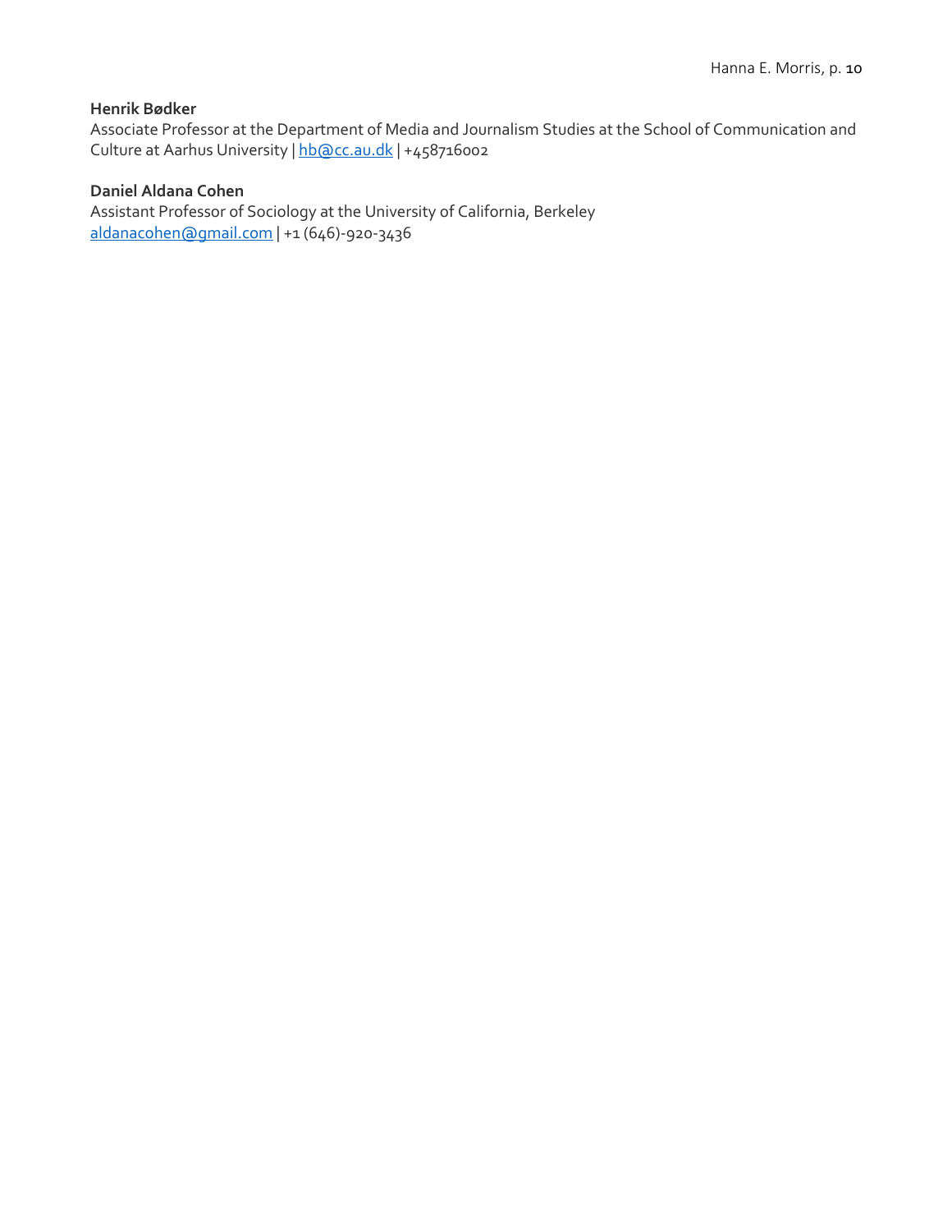**Henrik Bødker**
Associate Professor at the Department of Media and Journalism Studies at the School of Communication and Culture at Aarhus University | hb@cc.au.dk | +458716002

**Daniel Aldana Cohen**
Assistant Professor of Sociology at the University of California, Berkeley
aldanacohen@gmail.com | +1 (646)-920-3436